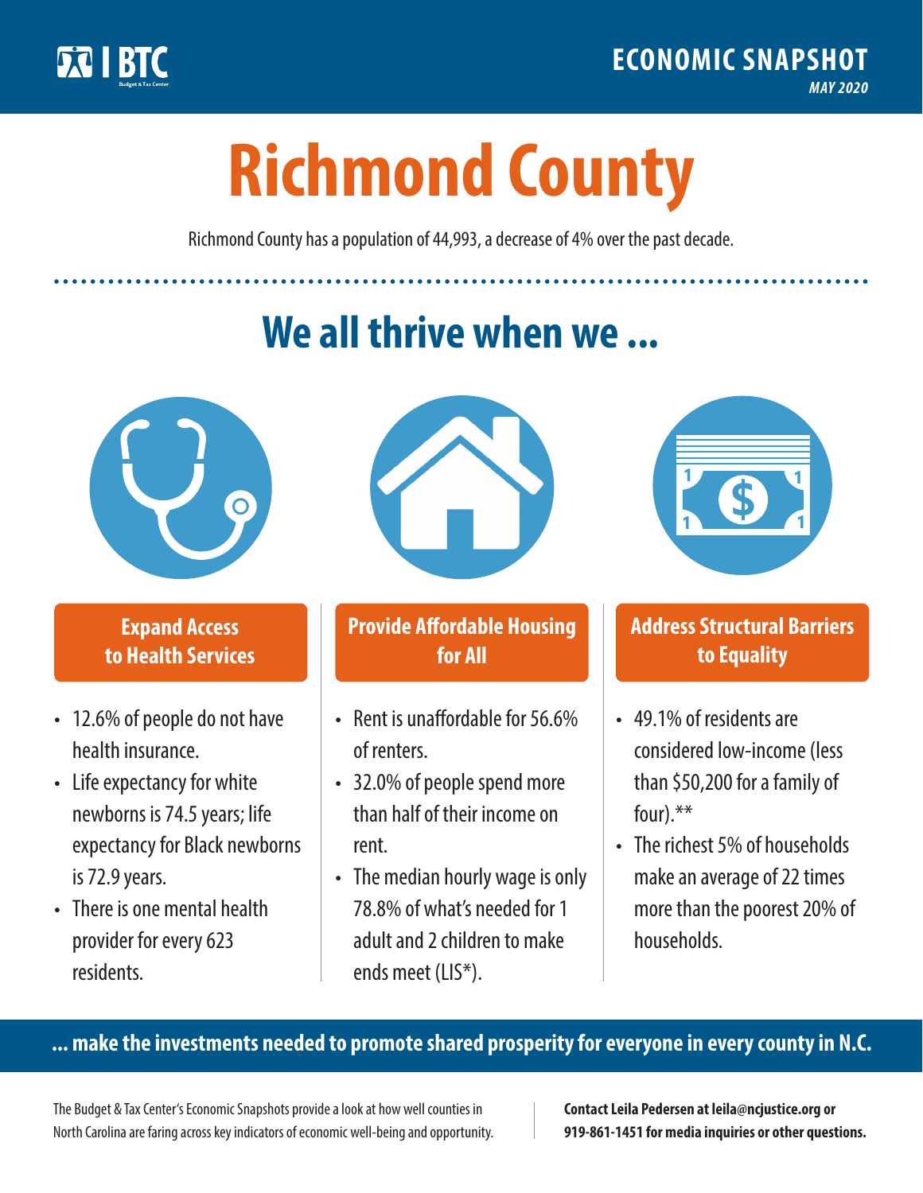BTC Budget & Tax Center

ECONOMIC SNAPSHOT

*MAY 2020*

# Richmond County

Richmond County has a population of 44,993, a decrease of 4% over the past decade.

## We all thrive when we ...

### Expand Access to Health Services

- 12.6% of people do not have health insurance.
- Life expectancy for white newborns is 74.5 years; life expectancy for Black newborns is 72.9 years.
- There is one mental health provider for every 623 residents.

### Provide Affordable Housing for All

- Rent is unaffordable for 56.6% of renters.
- 32.0% of people spend more than half of their income on rent.
- The median hourly wage is only 78.8% of what's needed for 1 adult and 2 children to make ends meet (LIS*).

### Address Structural Barriers to Equality

- 49.1% of residents are considered low-income (less than $50,200 for a family of four).**
- The richest 5% of households make an average of 22 times more than the poorest 20% of households.

**... make the investments needed to promote shared prosperity for everyone in every county in N.C.**

The Budget & Tax Center's Economic Snapshots provide a look at how well counties in North Carolina are faring across key indicators of economic well-being and opportunity.

**Contact Leila Pedersen at leila@ncjustice.org or 919-861-1451 for media inquiries or other questions.**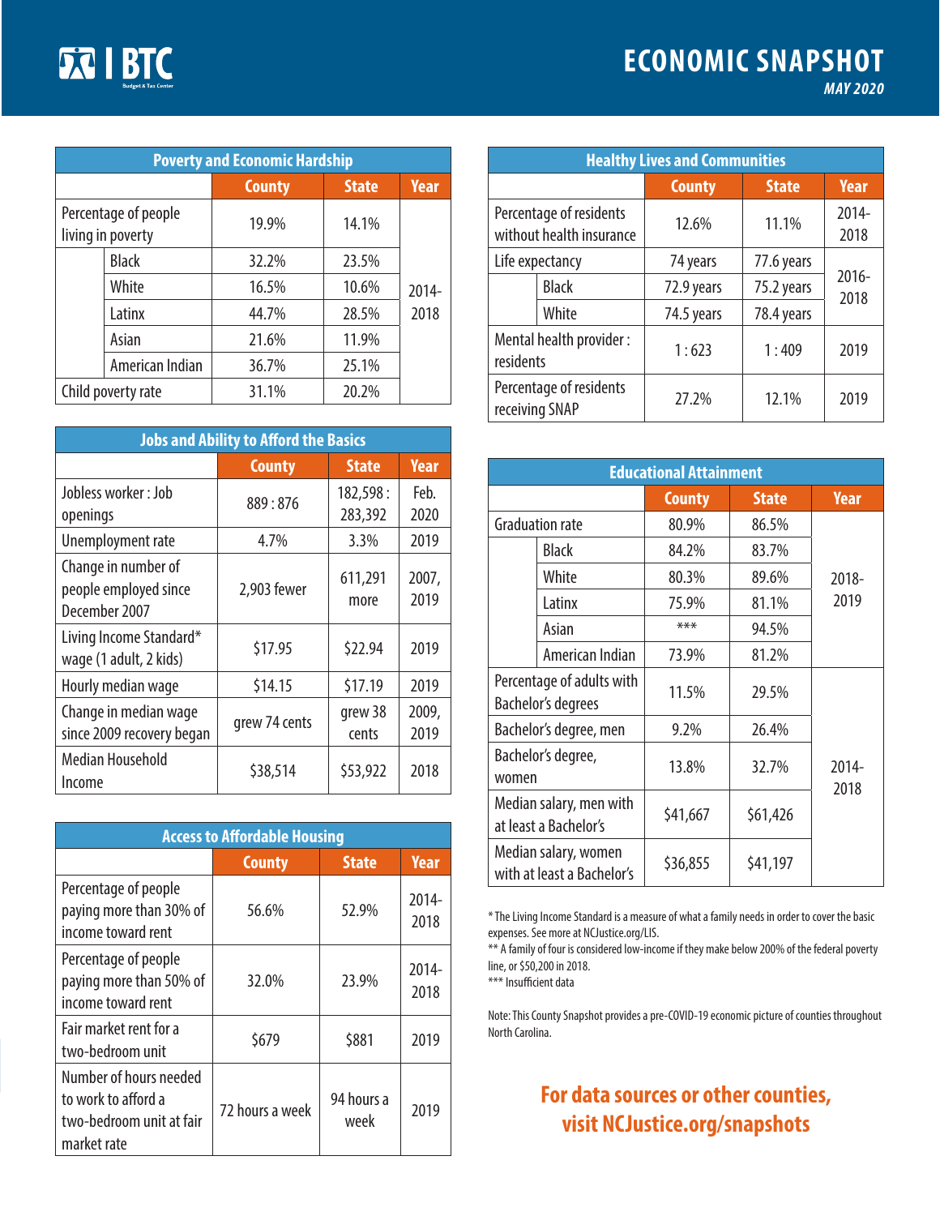BTC Budget & Tax Center

# ECONOMIC SNAPSHOT

*MAY 2020*

## Poverty and Economic Hardship

| | | County | State | Year |
|---|---|---|---|---|
| Percentage of people living in poverty | | 19.9% | 14.1% | 2014-2018 |
| | Black | 32.2% | 23.5% | |
| | White | 16.5% | 10.6% | |
| | Latinx | 44.7% | 28.5% | |
| | Asian | 21.6% | 11.9% | |
| | American Indian | 36.7% | 25.1% | |
| Child poverty rate | | 31.1% | 20.2% | |

## Jobs and Ability to Afford the Basics

| | County | State | Year |
|---|---|---|---|
| Jobless worker : Job openings | 889 : 876 | 182,598 : 283,392 | Feb. 2020 |
| Unemployment rate | 4.7% | 3.3% | 2019 |
| Change in number of people employed since December 2007 | 2,903 fewer | 611,291 more | 2007, 2019 |
| Living Income Standard* wage (1 adult, 2 kids) | $17.95 | $22.94 | 2019 |
| Hourly median wage | $14.15 | $17.19 | 2019 |
| Change in median wage since 2009 recovery began | grew 74 cents | grew 38 cents | 2009, 2019 |
| Median Household Income | $38,514 | $53,922 | 2018 |

## Access to Affordable Housing

| | County | State | Year |
|---|---|---|---|
| Percentage of people paying more than 30% of income toward rent | 56.6% | 52.9% | 2014-2018 |
| Percentage of people paying more than 50% of income toward rent | 32.0% | 23.9% | 2014-2018 |
| Fair market rent for a two-bedroom unit | $679 | $881 | 2019 |
| Number of hours needed to work to afford a two-bedroom unit at fair market rate | 72 hours a week | 94 hours a week | 2019 |

## Healthy Lives and Communities

| | | County | State | Year |
|---|---|---|---|---|
| Percentage of residents without health insurance | | 12.6% | 11.1% | 2014-2018 |
| Life expectancy | | 74 years | 77.6 years | 2016-2018 |
| | Black | 72.9 years | 75.2 years | |
| | White | 74.5 years | 78.4 years | |
| Mental health provider : residents | | 1 : 623 | 1 : 409 | 2019 |
| Percentage of residents receiving SNAP | | 27.2% | 12.1% | 2019 |

## Educational Attainment

| | | County | State | Year |
|---|---|---|---|---|
| Graduation rate | | 80.9% | 86.5% | 2018-2019 |
| | Black | 84.2% | 83.7% | |
| | White | 80.3% | 89.6% | |
| | Latinx | 75.9% | 81.1% | |
| | Asian | *** | 94.5% | |
| | American Indian | 73.9% | 81.2% | |
| Percentage of adults with Bachelor's degrees | | 11.5% | 29.5% | 2014-2018 |
| Bachelor's degree, men | | 9.2% | 26.4% | |
| Bachelor's degree, women | | 13.8% | 32.7% | |
| Median salary, men with at least a Bachelor's | | $41,667 | $61,426 | |
| Median salary, women with at least a Bachelor's | | $36,855 | $41,197 | |

* The Living Income Standard is a measure of what a family needs in order to cover the basic expenses. See more at NCJustice.org/LIS.

** A family of four is considered low-income if they make below 200% of the federal poverty line, or $50,200 in 2018.

*** Insufficient data

Note: This County Snapshot provides a pre-COVID-19 economic picture of counties throughout North Carolina.

**For data sources or other counties, visit NCJustice.org/snapshots**